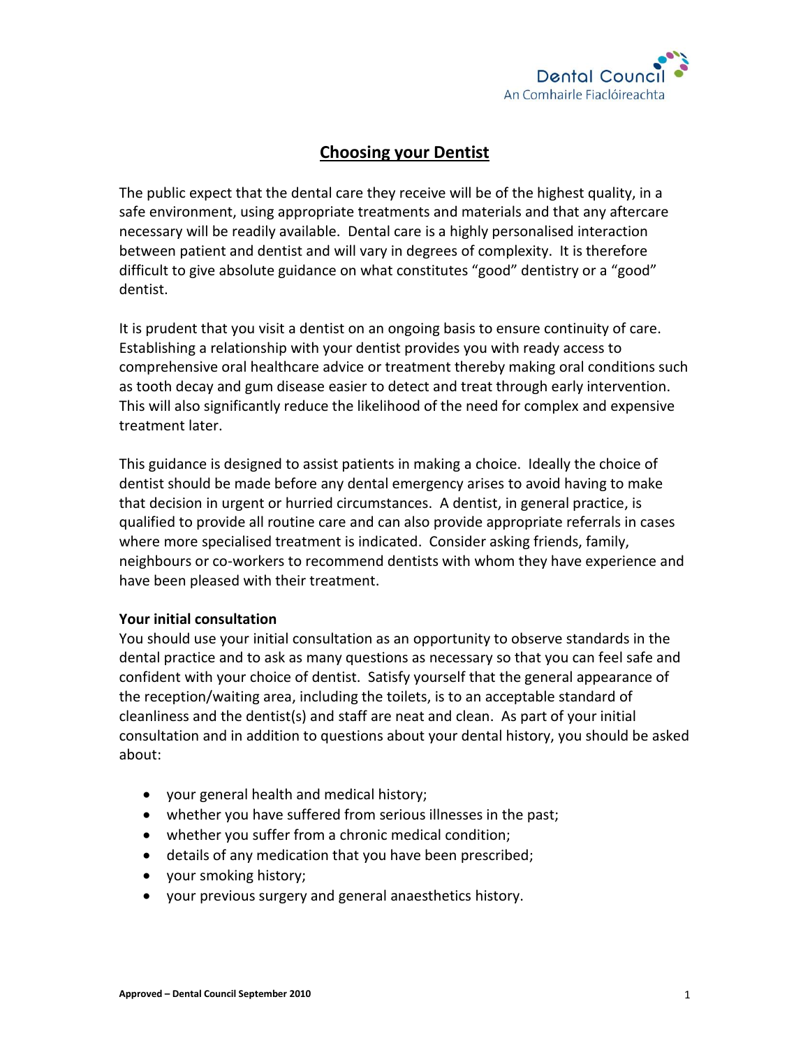# Choosing your Dentist

The public expect that the dental care they receive will be of the highest quality, in a safe environment, using appropriate treatments and materials and that any aftercare necessary will be readily available. Dental care is a highly personalised interaction between patient and dentist and will vary in degrees of complexity. It is therefore difficult to give absolute guidance on what constitutes "good" dentistry or a "good" dentist.

It is prudent that you visit a dentist on an ongoing basis to ensure continuity of care. Establishing a relationship with your dentist provides you with ready access to comprehensive oral healthcare advice or treatment thereby making oral conditions such as tooth decay and gum disease easier to detect and treat through early intervention. This will also significantly reduce the likelihood of the need for complex and expensive treatment later.

This guidance is designed to assist patients in making a choice. Ideally the choice of dentist should be made before any dental emergency arises to avoid having to make that decision in urgent or hurried circumstances. A dentist, in general practice, is qualified to provide all routine care and can also provide appropriate referrals in cases where more specialised treatment is indicated. Consider asking friends, family, neighbours or co-workers to recommend dentists with whom they have experience and have been pleased with their treatment.

**Your initial consultation**

You should use your initial consultation as an opportunity to observe standards in the dental practice and to ask as many questions as necessary so that you can feel safe and confident with your choice of dentist. Satisfy yourself that the general appearance of the reception/waiting area, including the toilets, is to an acceptable standard of cleanliness and the dentist(s) and staff are neat and clean. As part of your initial consultation and in addition to questions about your dental history, you should be asked about:

- your general health and medical history;
- whether you have suffered from serious illnesses in the past;
- whether you suffer from a chronic medical condition;
- details of any medication that you have been prescribed;
- your smoking history;
- your previous surgery and general anaesthetics history.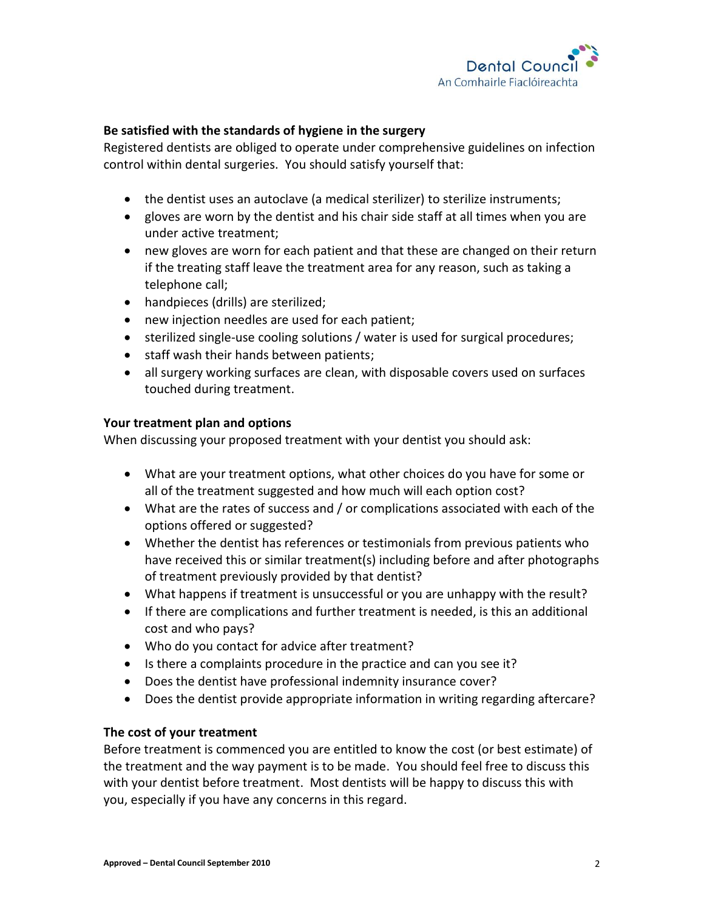**Be satisfied with the standards of hygiene in the surgery**

Registered dentists are obliged to operate under comprehensive guidelines on infection control within dental surgeries. You should satisfy yourself that:

- the dentist uses an autoclave (a medical sterilizer) to sterilize instruments;
- gloves are worn by the dentist and his chair side staff at all times when you are under active treatment;
- new gloves are worn for each patient and that these are changed on their return if the treating staff leave the treatment area for any reason, such as taking a telephone call;
- handpieces (drills) are sterilized;
- new injection needles are used for each patient;
- sterilized single-use cooling solutions / water is used for surgical procedures;
- staff wash their hands between patients;
- all surgery working surfaces are clean, with disposable covers used on surfaces touched during treatment.

**Your treatment plan and options**

When discussing your proposed treatment with your dentist you should ask:

- What are your treatment options, what other choices do you have for some or all of the treatment suggested and how much will each option cost?
- What are the rates of success and / or complications associated with each of the options offered or suggested?
- Whether the dentist has references or testimonials from previous patients who have received this or similar treatment(s) including before and after photographs of treatment previously provided by that dentist?
- What happens if treatment is unsuccessful or you are unhappy with the result?
- If there are complications and further treatment is needed, is this an additional cost and who pays?
- Who do you contact for advice after treatment?
- Is there a complaints procedure in the practice and can you see it?
- Does the dentist have professional indemnity insurance cover?
- Does the dentist provide appropriate information in writing regarding aftercare?

**The cost of your treatment**

Before treatment is commenced you are entitled to know the cost (or best estimate) of the treatment and the way payment is to be made. You should feel free to discuss this with your dentist before treatment. Most dentists will be happy to discuss this with you, especially if you have any concerns in this regard.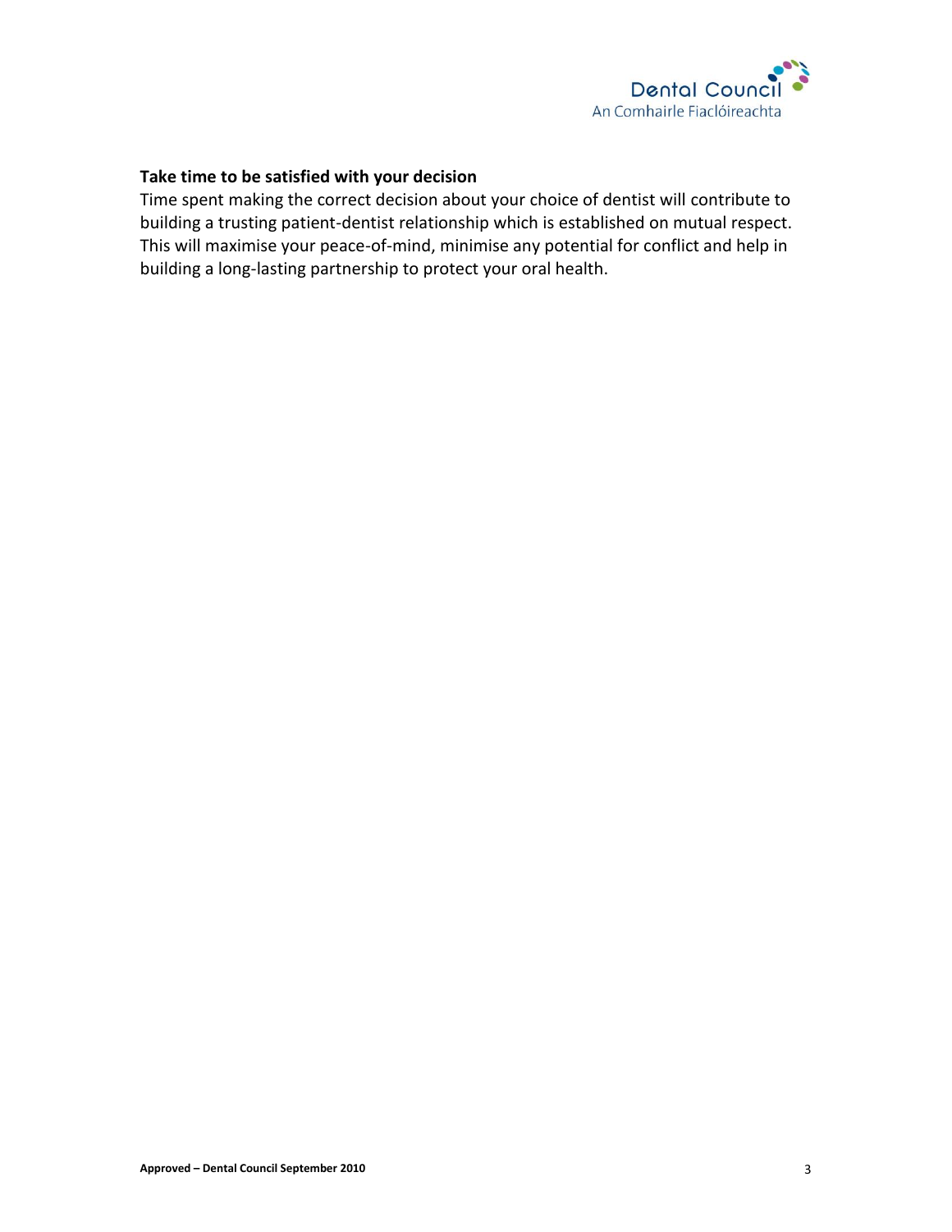**Take time to be satisfied with your decision**

Time spent making the correct decision about your choice of dentist will contribute to building a trusting patient-dentist relationship which is established on mutual respect. This will maximise your peace-of-mind, minimise any potential for conflict and help in building a long-lasting partnership to protect your oral health.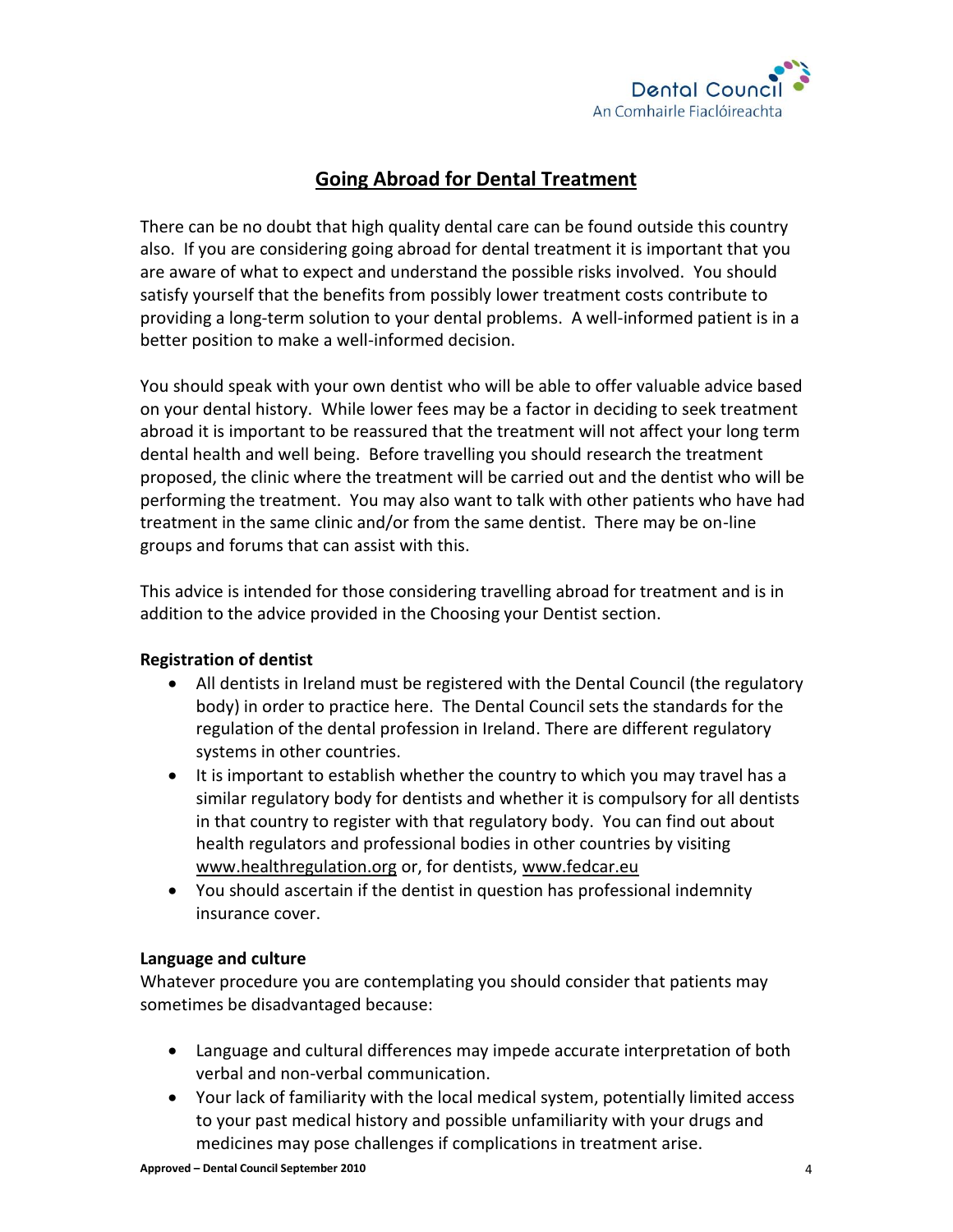## Going Abroad for Dental Treatment

There can be no doubt that high quality dental care can be found outside this country also. If you are considering going abroad for dental treatment it is important that you are aware of what to expect and understand the possible risks involved. You should satisfy yourself that the benefits from possibly lower treatment costs contribute to providing a long-term solution to your dental problems. A well-informed patient is in a better position to make a well-informed decision.

You should speak with your own dentist who will be able to offer valuable advice based on your dental history. While lower fees may be a factor in deciding to seek treatment abroad it is important to be reassured that the treatment will not affect your long term dental health and well being. Before travelling you should research the treatment proposed, the clinic where the treatment will be carried out and the dentist who will be performing the treatment. You may also want to talk with other patients who have had treatment in the same clinic and/or from the same dentist. There may be on-line groups and forums that can assist with this.

This advice is intended for those considering travelling abroad for treatment and is in addition to the advice provided in the Choosing your Dentist section.

**Registration of dentist**

- All dentists in Ireland must be registered with the Dental Council (the regulatory body) in order to practice here. The Dental Council sets the standards for the regulation of the dental profession in Ireland. There are different regulatory systems in other countries.
- It is important to establish whether the country to which you may travel has a similar regulatory body for dentists and whether it is compulsory for all dentists in that country to register with that regulatory body. You can find out about health regulators and professional bodies in other countries by visiting www.healthregulation.org or, for dentists, www.fedcar.eu
- You should ascertain if the dentist in question has professional indemnity insurance cover.

**Language and culture**

Whatever procedure you are contemplating you should consider that patients may sometimes be disadvantaged because:

- Language and cultural differences may impede accurate interpretation of both verbal and non-verbal communication.
- Your lack of familiarity with the local medical system, potentially limited access to your past medical history and possible unfamiliarity with your drugs and medicines may pose challenges if complications in treatment arise.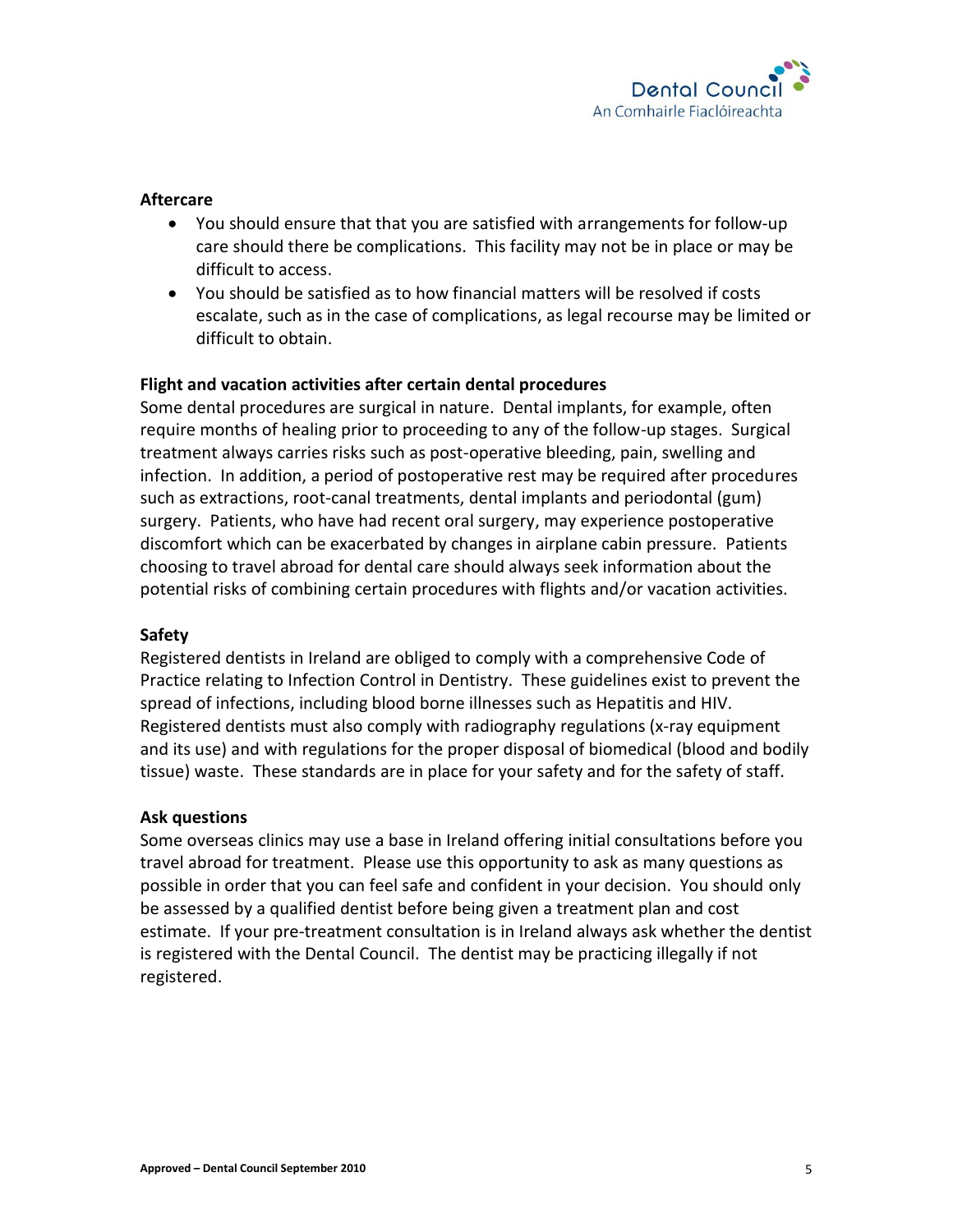**Aftercare**

- You should ensure that that you are satisfied with arrangements for follow-up care should there be complications. This facility may not be in place or may be difficult to access.
- You should be satisfied as to how financial matters will be resolved if costs escalate, such as in the case of complications, as legal recourse may be limited or difficult to obtain.

**Flight and vacation activities after certain dental procedures**

Some dental procedures are surgical in nature. Dental implants, for example, often require months of healing prior to proceeding to any of the follow-up stages. Surgical treatment always carries risks such as post-operative bleeding, pain, swelling and infection. In addition, a period of postoperative rest may be required after procedures such as extractions, root-canal treatments, dental implants and periodontal (gum) surgery. Patients, who have had recent oral surgery, may experience postoperative discomfort which can be exacerbated by changes in airplane cabin pressure. Patients choosing to travel abroad for dental care should always seek information about the potential risks of combining certain procedures with flights and/or vacation activities.

**Safety**

Registered dentists in Ireland are obliged to comply with a comprehensive Code of Practice relating to Infection Control in Dentistry. These guidelines exist to prevent the spread of infections, including blood borne illnesses such as Hepatitis and HIV. Registered dentists must also comply with radiography regulations (x-ray equipment and its use) and with regulations for the proper disposal of biomedical (blood and bodily tissue) waste. These standards are in place for your safety and for the safety of staff.

**Ask questions**

Some overseas clinics may use a base in Ireland offering initial consultations before you travel abroad for treatment. Please use this opportunity to ask as many questions as possible in order that you can feel safe and confident in your decision. You should only be assessed by a qualified dentist before being given a treatment plan and cost estimate. If your pre-treatment consultation is in Ireland always ask whether the dentist is registered with the Dental Council. The dentist may be practicing illegally if not registered.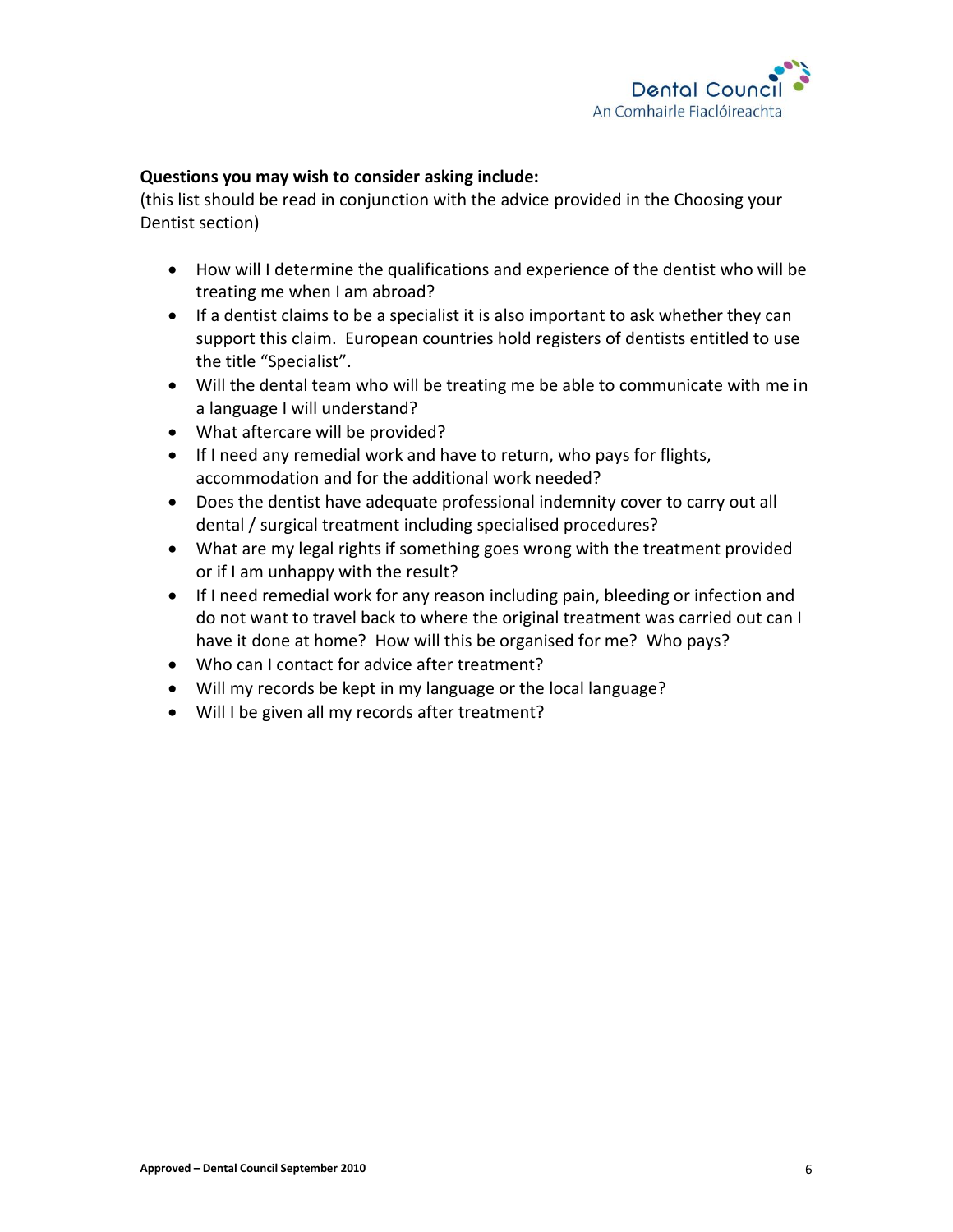**Questions you may wish to consider asking include:**

(this list should be read in conjunction with the advice provided in the Choosing your Dentist section)

- How will I determine the qualifications and experience of the dentist who will be treating me when I am abroad?
- If a dentist claims to be a specialist it is also important to ask whether they can support this claim. European countries hold registers of dentists entitled to use the title "Specialist".
- Will the dental team who will be treating me be able to communicate with me in a language I will understand?
- What aftercare will be provided?
- If I need any remedial work and have to return, who pays for flights, accommodation and for the additional work needed?
- Does the dentist have adequate professional indemnity cover to carry out all dental / surgical treatment including specialised procedures?
- What are my legal rights if something goes wrong with the treatment provided or if I am unhappy with the result?
- If I need remedial work for any reason including pain, bleeding or infection and do not want to travel back to where the original treatment was carried out can I have it done at home? How will this be organised for me? Who pays?
- Who can I contact for advice after treatment?
- Will my records be kept in my language or the local language?
- Will I be given all my records after treatment?